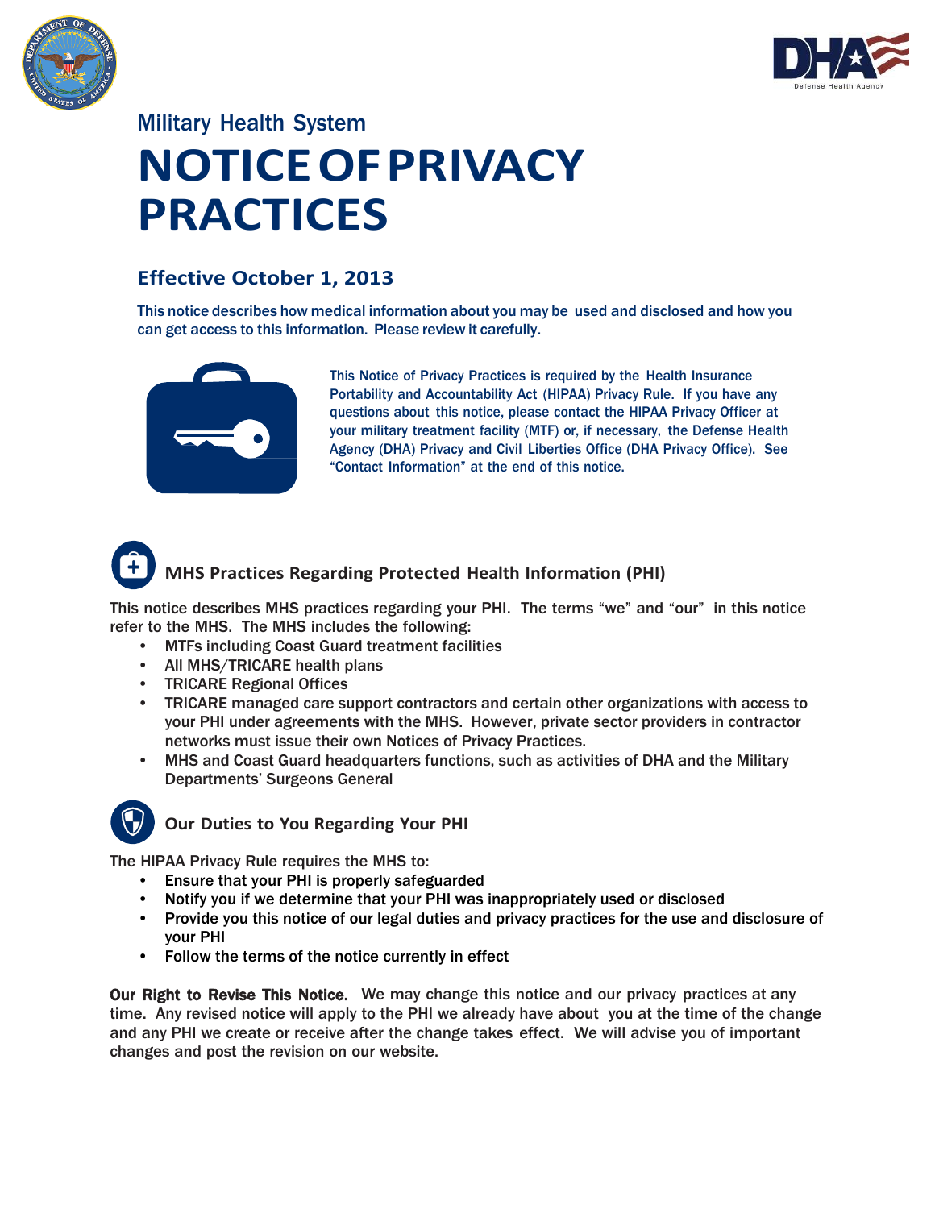Military Health System

# NOTICE OF PRIVACY PRACTICES

### Effective October 1, 2013

This notice describes how medical information about you may be used and disclosed and how you can get access to this information. Please review it carefully.

This Notice of Privacy Practices is required by the Health Insurance Portability and Accountability Act (HIPAA) Privacy Rule. If you have any questions about this notice, please contact the HIPAA Privacy Officer at your military treatment facility (MTF) or, if necessary, the Defense Health Agency (DHA) Privacy and Civil Liberties Office (DHA Privacy Office). See "Contact Information" at the end of this notice.

## MHS Practices Regarding Protected Health Information (PHI)

This notice describes MHS practices regarding your PHI. The terms "we" and "our" in this notice refer to the MHS. The MHS includes the following:

- MTFs including Coast Guard treatment facilities
- All MHS/TRICARE health plans
- TRICARE Regional Offices
- TRICARE managed care support contractors and certain other organizations with access to your PHI under agreements with the MHS. However, private sector providers in contractor networks must issue their own Notices of Privacy Practices.
- MHS and Coast Guard headquarters functions, such as activities of DHA and the Military Departments' Surgeons General

## Our Duties to You Regarding Your PHI

The HIPAA Privacy Rule requires the MHS to:

- Ensure that your PHI is properly safeguarded
- Notify you if we determine that your PHI was inappropriately used or disclosed
- Provide you this notice of our legal duties and privacy practices for the use and disclosure of your PHI
- Follow the terms of the notice currently in effect

**Our Right to Revise This Notice.** We may change this notice and our privacy practices at any time. Any revised notice will apply to the PHI we already have about you at the time of the change and any PHI we create or receive after the change takes effect. We will advise you of important changes and post the revision on our website.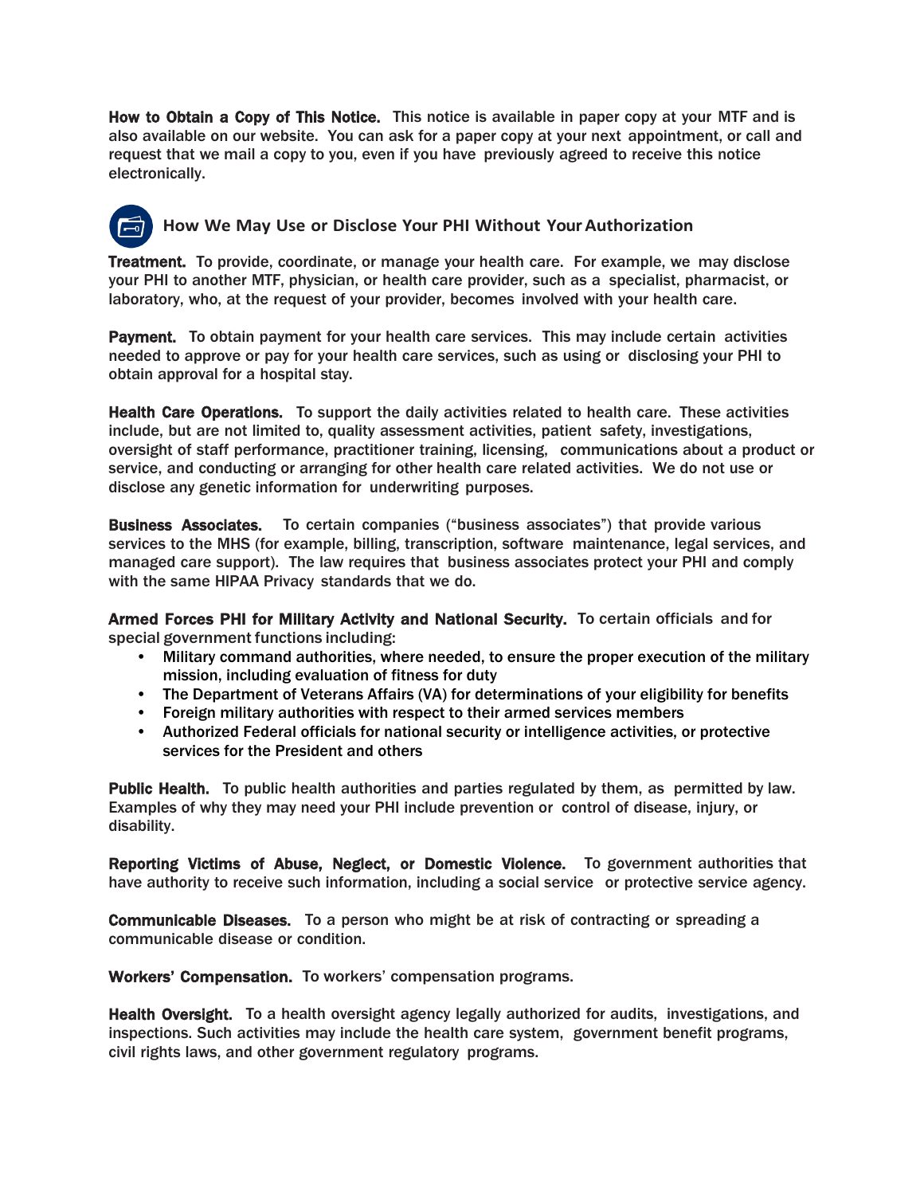**How to Obtain a Copy of This Notice.** This notice is available in paper copy at your MTF and is also available on our website. You can ask for a paper copy at your next appointment, or call and request that we mail a copy to you, even if you have previously agreed to receive this notice electronically.

## How We May Use or Disclose Your PHI Without Your Authorization

**Treatment.** To provide, coordinate, or manage your health care. For example, we may disclose your PHI to another MTF, physician, or health care provider, such as a specialist, pharmacist, or laboratory, who, at the request of your provider, becomes involved with your health care.

**Payment.** To obtain payment for your health care services. This may include certain activities needed to approve or pay for your health care services, such as using or disclosing your PHI to obtain approval for a hospital stay.

**Health Care Operations.** To support the daily activities related to health care. These activities include, but are not limited to, quality assessment activities, patient safety, investigations, oversight of staff performance, practitioner training, licensing, communications about a product or service, and conducting or arranging for other health care related activities. We do not use or disclose any genetic information for underwriting purposes.

**Business Associates.** To certain companies ("business associates") that provide various services to the MHS (for example, billing, transcription, software maintenance, legal services, and managed care support). The law requires that business associates protect your PHI and comply with the same HIPAA Privacy standards that we do.

**Armed Forces PHI for Military Activity and National Security.** To certain officials and for special government functions including:

- Military command authorities, where needed, to ensure the proper execution of the military mission, including evaluation of fitness for duty
- The Department of Veterans Affairs (VA) for determinations of your eligibility for benefits
- Foreign military authorities with respect to their armed services members
- Authorized Federal officials for national security or intelligence activities, or protective services for the President and others

**Public Health.** To public health authorities and parties regulated by them, as permitted by law. Examples of why they may need your PHI include prevention or control of disease, injury, or disability.

**Reporting Victims of Abuse, Neglect, or Domestic Violence.** To government authorities that have authority to receive such information, including a social service or protective service agency.

**Communicable Diseases.** To a person who might be at risk of contracting or spreading a communicable disease or condition.

**Workers' Compensation.** To workers' compensation programs.

**Health Oversight.** To a health oversight agency legally authorized for audits, investigations, and inspections. Such activities may include the health care system, government benefit programs, civil rights laws, and other government regulatory programs.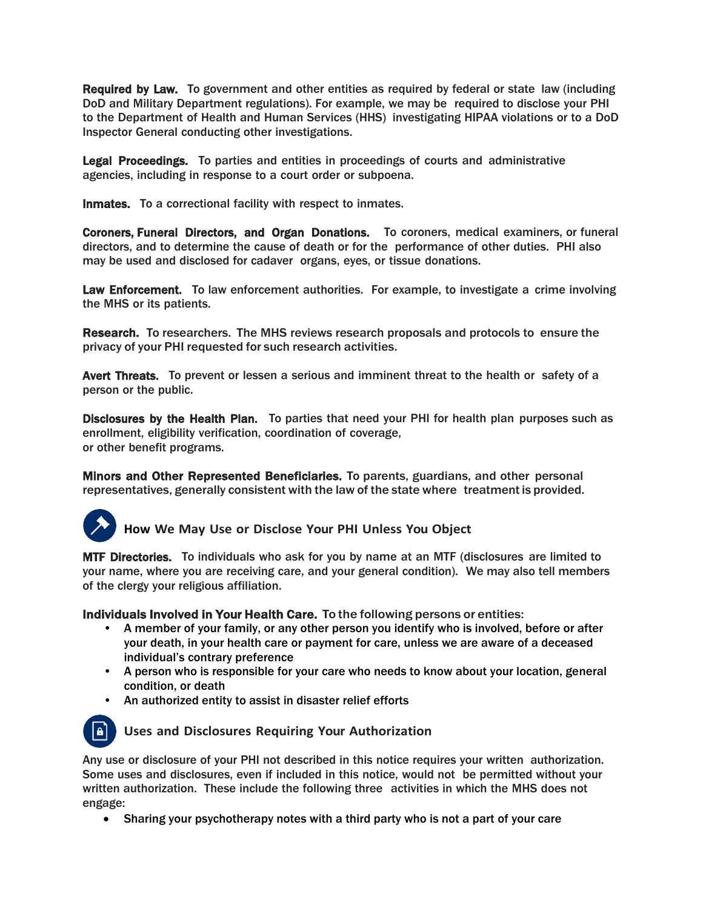**Required by Law.** To government and other entities as required by federal or state law (including DoD and Military Department regulations). For example, we may be required to disclose your PHI to the Department of Health and Human Services (HHS) investigating HIPAA violations or to a DoD Inspector General conducting other investigations.

**Legal Proceedings.** To parties and entities in proceedings of courts and administrative agencies, including in response to a court order or subpoena.

**Inmates.** To a correctional facility with respect to inmates.

**Coroners, Funeral Directors, and Organ Donations.** To coroners, medical examiners, or funeral directors, and to determine the cause of death or for the performance of other duties. PHI also may be used and disclosed for cadaver organs, eyes, or tissue donations.

**Law Enforcement.** To law enforcement authorities. For example, to investigate a crime involving the MHS or its patients.

**Research.** To researchers. The MHS reviews research proposals and protocols to ensure the privacy of your PHI requested for such research activities.

**Avert Threats.** To prevent or lessen a serious and imminent threat to the health or safety of a person or the public.

**Disclosures by the Health Plan.** To parties that need your PHI for health plan purposes such as enrollment, eligibility verification, coordination of coverage, or other benefit programs.

**Minors and Other Represented Beneficiaries.** To parents, guardians, and other personal representatives, generally consistent with the law of the state where treatment is provided.

## How We May Use or Disclose Your PHI Unless You Object

**MTF Directories.** To individuals who ask for you by name at an MTF (disclosures are limited to your name, where you are receiving care, and your general condition). We may also tell members of the clergy your religious affiliation.

**Individuals Involved in Your Health Care.** To the following persons or entities:

- A member of your family, or any other person you identify who is involved, before or after your death, in your health care or payment for care, unless we are aware of a deceased individual's contrary preference
- A person who is responsible for your care who needs to know about your location, general condition, or death
- An authorized entity to assist in disaster relief efforts

## Uses and Disclosures Requiring Your Authorization

Any use or disclosure of your PHI not described in this notice requires your written authorization. Some uses and disclosures, even if included in this notice, would not be permitted without your written authorization. These include the following three activities in which the MHS does not engage:

- Sharing your psychotherapy notes with a third party who is not a part of your care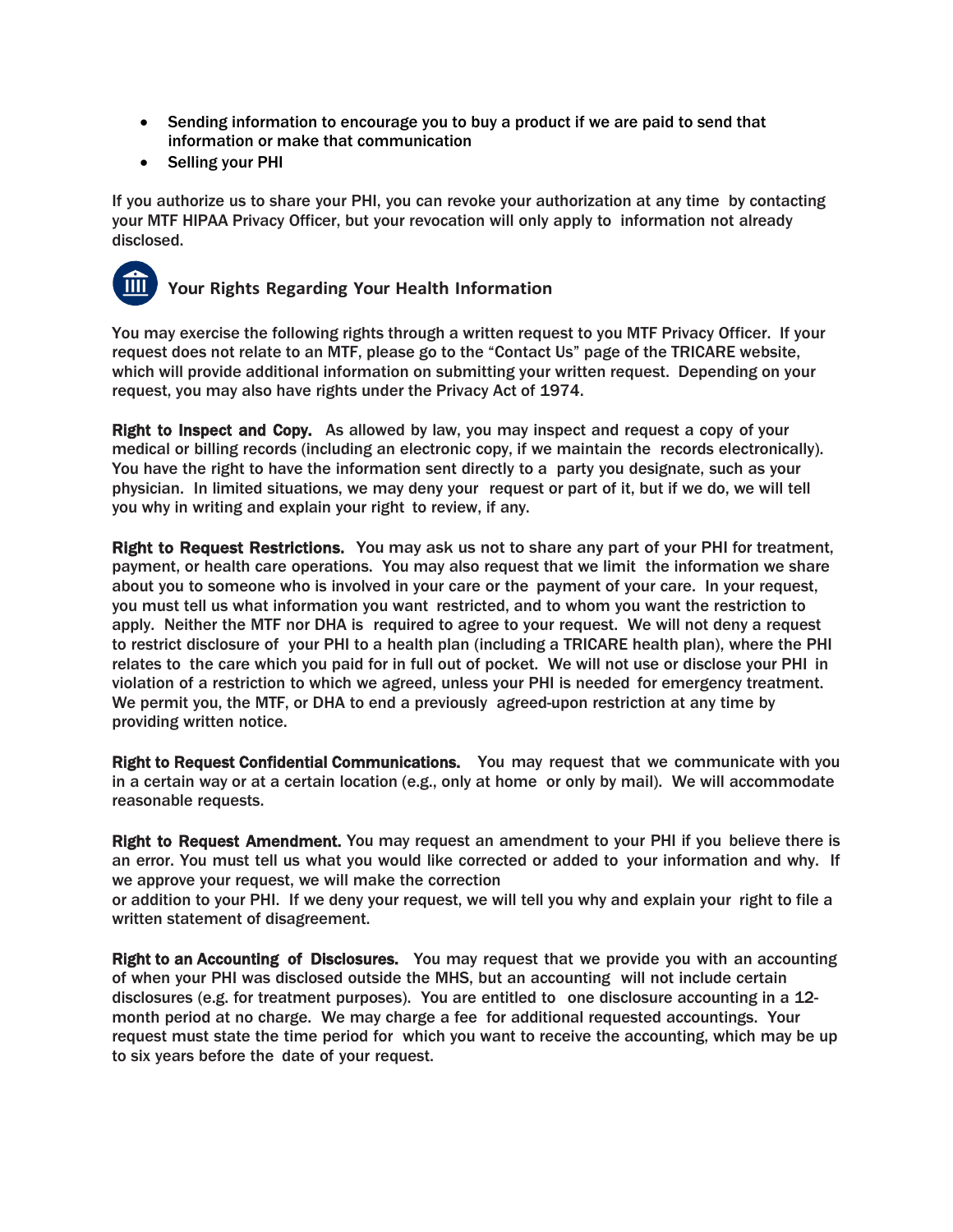- Sending information to encourage you to buy a product if we are paid to send that information or make that communication
- Selling your PHI

If you authorize us to share your PHI, you can revoke your authorization at any time by contacting your MTF HIPAA Privacy Officer, but your revocation will only apply to information not already disclosed.

## Your Rights Regarding Your Health Information

You may exercise the following rights through a written request to you MTF Privacy Officer. If your request does not relate to an MTF, please go to the "Contact Us" page of the TRICARE website, which will provide additional information on submitting your written request. Depending on your request, you may also have rights under the Privacy Act of 1974.

**Right to Inspect and Copy.** As allowed by law, you may inspect and request a copy of your medical or billing records (including an electronic copy, if we maintain the records electronically). You have the right to have the information sent directly to a party you designate, such as your physician. In limited situations, we may deny your request or part of it, but if we do, we will tell you why in writing and explain your right to review, if any.

**Right to Request Restrictions.** You may ask us not to share any part of your PHI for treatment, payment, or health care operations. You may also request that we limit the information we share about you to someone who is involved in your care or the payment of your care. In your request, you must tell us what information you want restricted, and to whom you want the restriction to apply. Neither the MTF nor DHA is required to agree to your request. We will not deny a request to restrict disclosure of your PHI to a health plan (including a TRICARE health plan), where the PHI relates to the care which you paid for in full out of pocket. We will not use or disclose your PHI in violation of a restriction to which we agreed, unless your PHI is needed for emergency treatment. We permit you, the MTF, or DHA to end a previously agreed-upon restriction at any time by providing written notice.

**Right to Request Confidential Communications.** You may request that we communicate with you in a certain way or at a certain location (e.g., only at home or only by mail). We will accommodate reasonable requests.

**Right to Request Amendment.** You may request an amendment to your PHI if you believe there is an error. You must tell us what you would like corrected or added to your information and why. If we approve your request, we will make the correction or addition to your PHI. If we deny your request, we will tell you why and explain your right to file a written statement of disagreement.

**Right to an Accounting of Disclosures.** You may request that we provide you with an accounting of when your PHI was disclosed outside the MHS, but an accounting will not include certain disclosures (e.g. for treatment purposes). You are entitled to one disclosure accounting in a 12-month period at no charge. We may charge a fee for additional requested accountings. Your request must state the time period for which you want to receive the accounting, which may be up to six years before the date of your request.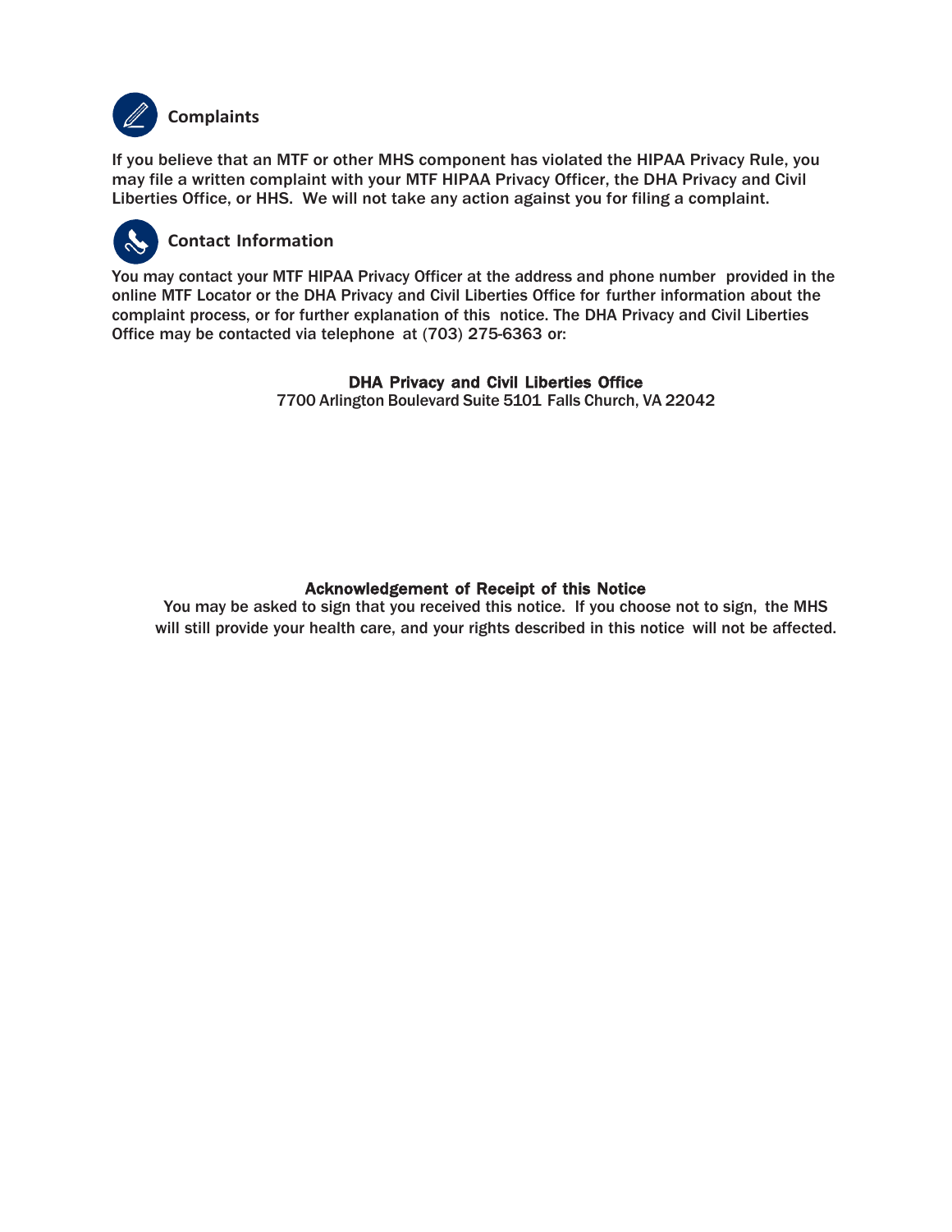## Complaints

If you believe that an MTF or other MHS component has violated the HIPAA Privacy Rule, you may file a written complaint with your MTF HIPAA Privacy Officer, the DHA Privacy and Civil Liberties Office, or HHS. We will not take any action against you for filing a complaint.

## Contact Information

You may contact your MTF HIPAA Privacy Officer at the address and phone number provided in the online MTF Locator or the DHA Privacy and Civil Liberties Office for further information about the complaint process, or for further explanation of this notice. The DHA Privacy and Civil Liberties Office may be contacted via telephone at (703) 275-6363 or:

**DHA Privacy and Civil Liberties Office**
7700 Arlington Boulevard Suite 5101 Falls Church, VA 22042

**Acknowledgement of Receipt of this Notice**

You may be asked to sign that you received this notice. If you choose not to sign, the MHS will still provide your health care, and your rights described in this notice will not be affected.